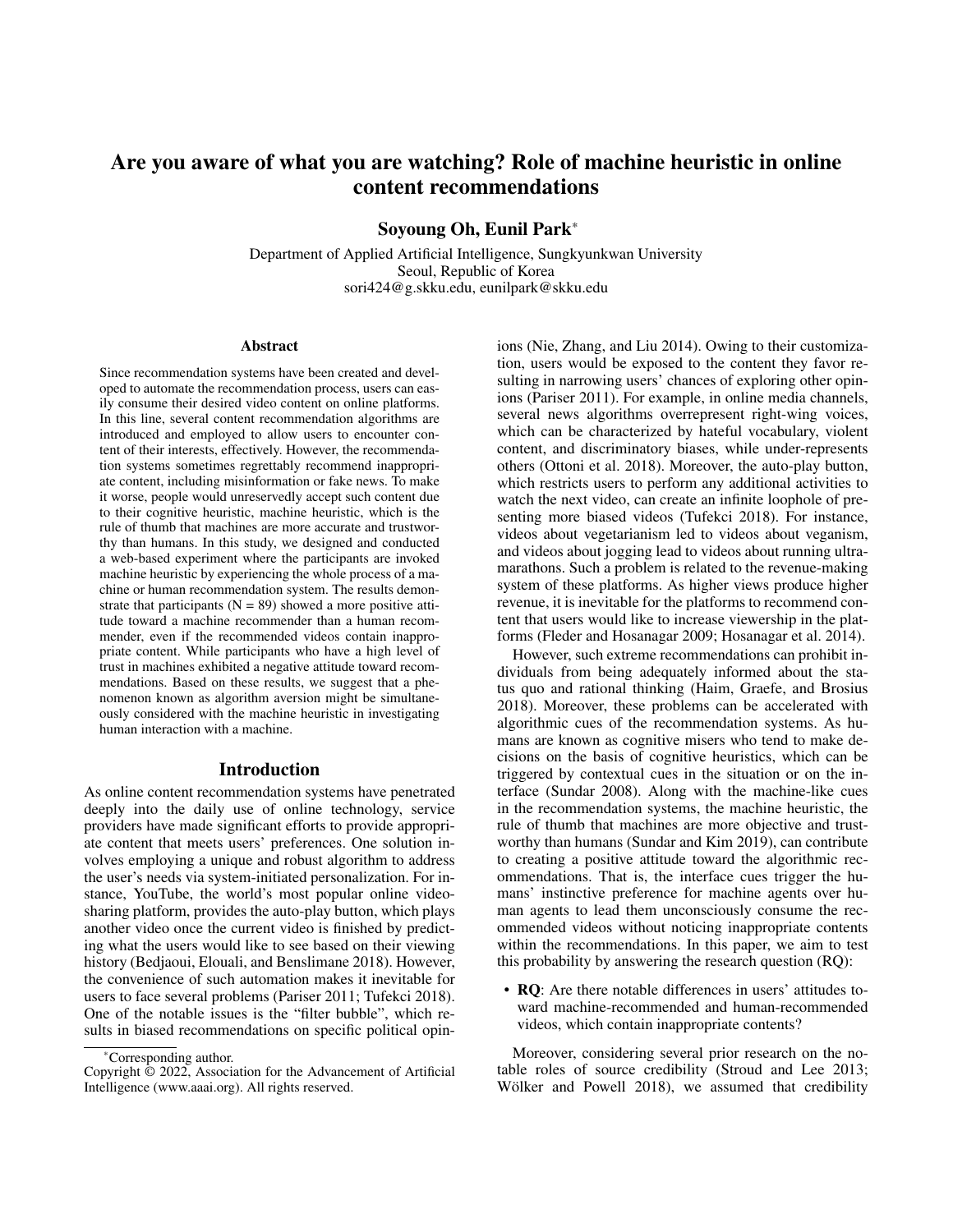# Are you aware of what you are watching? Role of machine heuristic in online content recommendations

**Soyoung Oh, Eunil Park[*]**

Department of Applied Artificial Intelligence, Sungkyunkwan University
Seoul, Republic of Korea
sori424@g.skku.edu, eunilpark@skku.edu

## Abstract

Since recommendation systems have been created and developed to automate the recommendation process, users can easily consume their desired video content on online platforms. In this line, several content recommendation algorithms are introduced and employed to allow users to encounter content of their interests, effectively. However, the recommendation systems sometimes regrettably recommend inappropriate content, including misinformation or fake news. To make it worse, people would unreservedly accept such content due to their cognitive heuristic, machine heuristic, which is the rule of thumb that machines are more accurate and trustworthy than humans. In this study, we designed and conducted a web-based experiment where the participants are invoked machine heuristic by experiencing the whole process of a machine or human recommendation system. The results demonstrate that participants (N = 89) showed a more positive attitude toward a machine recommender than a human recommender, even if the recommended videos contain inappropriate content. While participants who have a high level of trust in machines exhibited a negative attitude toward recommendations. Based on these results, we suggest that a phenomenon known as algorithm aversion might be simultaneously considered with the machine heuristic in investigating human interaction with a machine.

## Introduction

As online content recommendation systems have penetrated deeply into the daily use of online technology, service providers have made significant efforts to provide appropriate content that meets users' preferences. One solution involves employing a unique and robust algorithm to address the user's needs via system-initiated personalization. For instance, YouTube, the world's most popular online video-sharing platform, provides the auto-play button, which plays another video once the current video is finished by predicting what the users would like to see based on their viewing history (Bedjaoui, Elouali, and Benslimane 2018). However, the convenience of such automation makes it inevitable for users to face several problems (Pariser 2011; Tufekci 2018). One of the notable issues is the "filter bubble", which results in biased recommendations on specific political opinions (Nie, Zhang, and Liu 2014). Owing to their customization, users would be exposed to the content they favor resulting in narrowing users' chances of exploring other opinions (Pariser 2011). For example, in online media channels, several news algorithms overrepresent right-wing voices, which can be characterized by hateful vocabulary, violent content, and discriminatory biases, while under-represents others (Ottoni et al. 2018). Moreover, the auto-play button, which restricts users to perform any additional activities to watch the next video, can create an infinite loophole of presenting more biased videos (Tufekci 2018). For instance, videos about vegetarianism led to videos about veganism, and videos about jogging lead to videos about running ultramarathons. Such a problem is related to the revenue-making system of these platforms. As higher views produce higher revenue, it is inevitable for the platforms to recommend content that users would like to increase viewership in the platforms (Fleder and Hosanagar 2009; Hosanagar et al. 2014).

However, such extreme recommendations can prohibit individuals from being adequately informed about the status quo and rational thinking (Haim, Graefe, and Brosius 2018). Moreover, these problems can be accelerated with algorithmic cues of the recommendation systems. As humans are known as cognitive misers who tend to make decisions on the basis of cognitive heuristics, which can be triggered by contextual cues in the situation or on the interface (Sundar 2008). Along with the machine-like cues in the recommendation systems, the machine heuristic, the rule of thumb that machines are more objective and trustworthy than humans (Sundar and Kim 2019), can contribute to creating a positive attitude toward the algorithmic recommendations. That is, the interface cues trigger the humans' instinctive preference for machine agents over human agents to lead them unconsciously consume the recommended videos without noticing inappropriate contents within the recommendations. In this paper, we aim to test this probability by answering the research question (RQ):

- **RQ**: Are there notable differences in users' attitudes toward machine-recommended and human-recommended videos, which contain inappropriate contents?

Moreover, considering several prior research on the notable roles of source credibility (Stroud and Lee 2013; Wölker and Powell 2018), we assumed that credibility

[*]Corresponding author.
Copyright © 2022, Association for the Advancement of Artificial Intelligence (www.aaai.org). All rights reserved.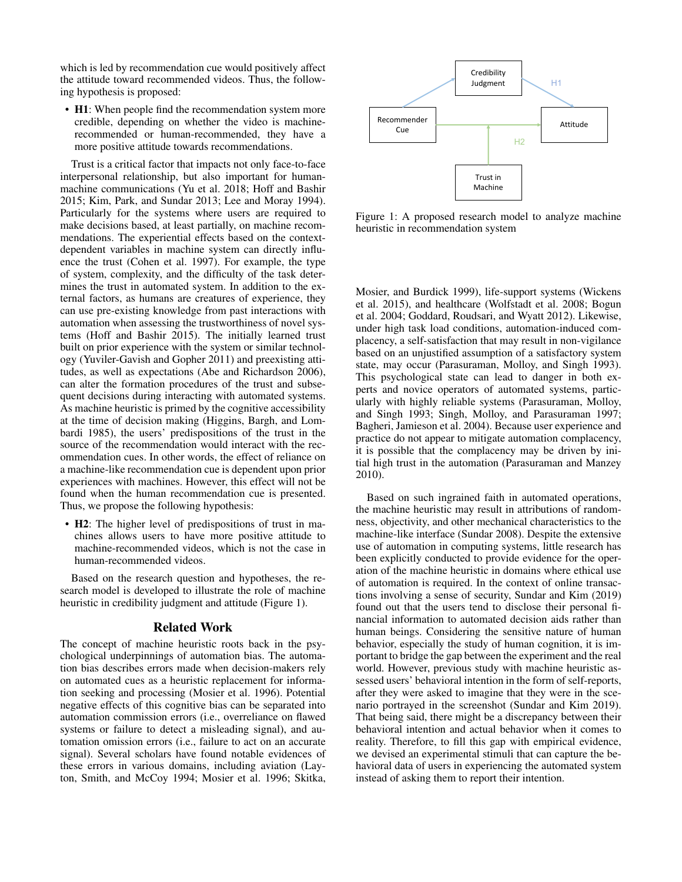which is led by recommendation cue would positively affect the attitude toward recommended videos. Thus, the following hypothesis is proposed:

- **H1**: When people find the recommendation system more credible, depending on whether the video is machine-recommended or human-recommended, they have a more positive attitude towards recommendations.

Trust is a critical factor that impacts not only face-to-face interpersonal relationship, but also important for human-machine communications (Yu et al. 2018; Hoff and Bashir 2015; Kim, Park, and Sundar 2013; Lee and Moray 1994). Particularly for the systems where users are required to make decisions based, at least partially, on machine recommendations. The experiential effects based on the context-dependent variables in machine system can directly influence the trust (Cohen et al. 1997). For example, the type of system, complexity, and the difficulty of the task determines the trust in automated system. In addition to the external factors, as humans are creatures of experience, they can use pre-existing knowledge from past interactions with automation when assessing the trustworthiness of novel systems (Hoff and Bashir 2015). The initially learned trust built on prior experience with the system or similar technology (Yuviler-Gavish and Gopher 2011) and preexisting attitudes, as well as expectations (Abe and Richardson 2006), can alter the formation procedures of the trust and subsequent decisions during interacting with automated systems. As machine heuristic is primed by the cognitive accessibility at the time of decision making (Higgins, Bargh, and Lombardi 1985), the users' predispositions of the trust in the source of the recommendation would interact with the recommendation cues. In other words, the effect of reliance on a machine-like recommendation cue is dependent upon prior experiences with machines. However, this effect will not be found when the human recommendation cue is presented. Thus, we propose the following hypothesis:

- **H2**: The higher level of predispositions of trust in machines allows users to have more positive attitude to machine-recommended videos, which is not the case in human-recommended videos.

Based on the research question and hypotheses, the research model is developed to illustrate the role of machine heuristic in credibility judgment and attitude (Figure 1).

Credibility Judgment

Recommender Cue

Attitude

Trust in Machine

H1

H2

Figure 1: A proposed research model to analyze machine heuristic in recommendation system

## Related Work

The concept of machine heuristic roots back in the psychological underpinnings of automation bias. The automation bias describes errors made when decision-makers rely on automated cues as a heuristic replacement for information seeking and processing (Mosier et al. 1996). Potential negative effects of this cognitive bias can be separated into automation commission errors (i.e., overreliance on flawed systems or failure to detect a misleading signal), and automation omission errors (i.e., failure to act on an accurate signal). Several scholars have found notable evidences of these errors in various domains, including aviation (Layton, Smith, and McCoy 1994; Mosier et al. 1996; Skitka, Mosier, and Burdick 1999), life-support systems (Wickens et al. 2015), and healthcare (Wolfstadt et al. 2008; Bogun et al. 2004; Goddard, Roudsari, and Wyatt 2012). Likewise, under high task load conditions, automation-induced complacency, a self-satisfaction that may result in non-vigilance based on an unjustified assumption of a satisfactory system state, may occur (Parasuraman, Molloy, and Singh 1993). This psychological state can lead to danger in both experts and novice operators of automated systems, particularly with highly reliable systems (Parasuraman, Molloy, and Singh 1993; Singh, Molloy, and Parasuraman 1997; Bagheri, Jamieson et al. 2004). Because user experience and practice do not appear to mitigate automation complacency, it is possible that the complacency may be driven by initial high trust in the automation (Parasuraman and Manzey 2010).

Based on such ingrained faith in automated operations, the machine heuristic may result in attributions of randomness, objectivity, and other mechanical characteristics to the machine-like interface (Sundar 2008). Despite the extensive use of automation in computing systems, little research has been explicitly conducted to provide evidence for the operation of the machine heuristic in domains where ethical use of automation is required. In the context of online transactions involving a sense of security, Sundar and Kim (2019) found out that the users tend to disclose their personal financial information to automated decision aids rather than human beings. Considering the sensitive nature of human behavior, especially the study of human cognition, it is important to bridge the gap between the experiment and the real world. However, previous study with machine heuristic assessed users' behavioral intention in the form of self-reports, after they were asked to imagine that they were in the scenario portrayed in the screenshot (Sundar and Kim 2019). That being said, there might be a discrepancy between their behavioral intention and actual behavior when it comes to reality. Therefore, to fill this gap with empirical evidence, we devised an experimental stimuli that can capture the behavioral data of users in experiencing the automated system instead of asking them to report their intention.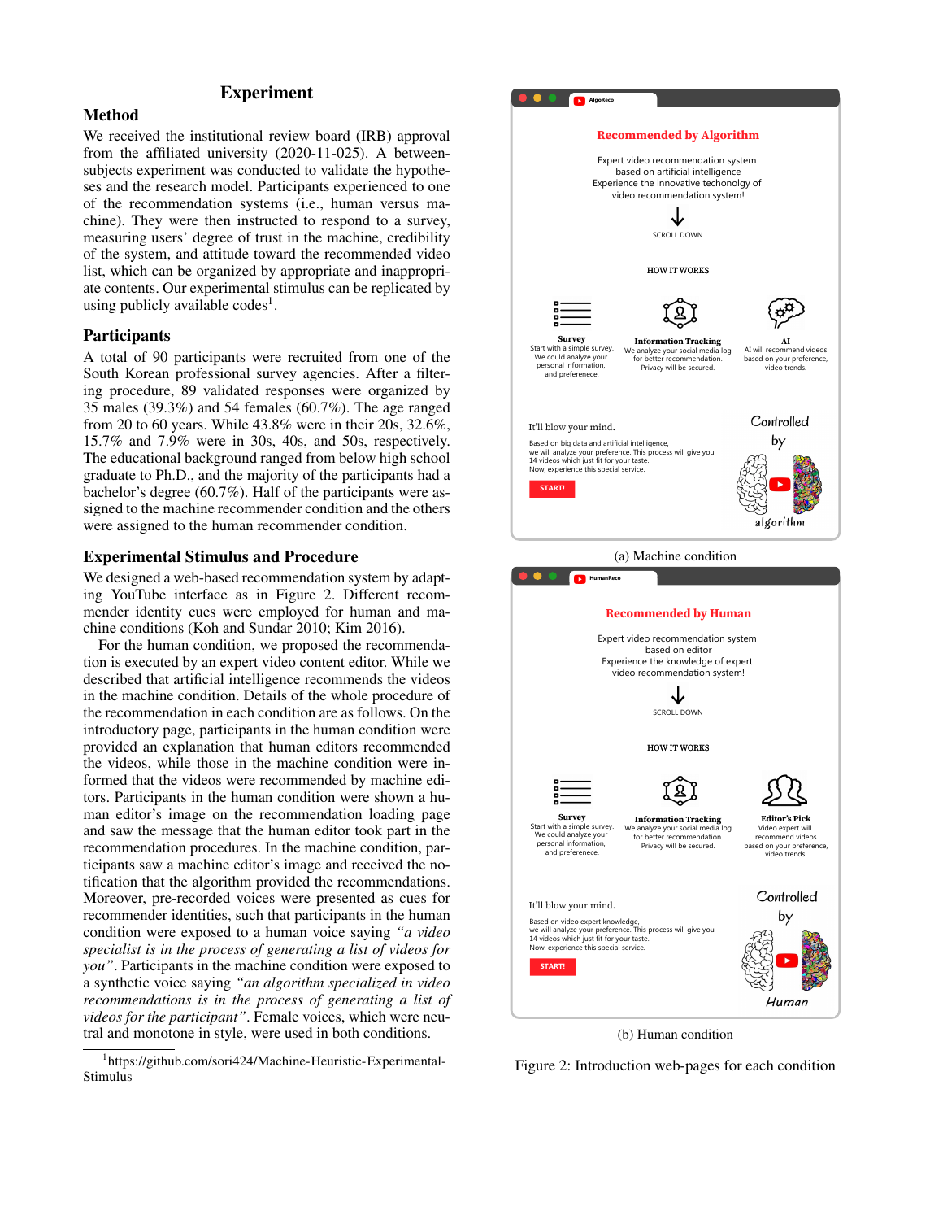# Experiment

## Method

We received the institutional review board (IRB) approval from the affiliated university (2020-11-025). A between-subjects experiment was conducted to validate the hypotheses and the research model. Participants experienced to one of the recommendation systems (i.e., human versus machine). They were then instructed to respond to a survey, measuring users' degree of trust in the machine, credibility of the system, and attitude toward the recommended video list, which can be organized by appropriate and inappropriate contents. Our experimental stimulus can be replicated by using publicly available codes[1].

## Participants

A total of 90 participants were recruited from one of the South Korean professional survey agencies. After a filtering procedure, 89 validated responses were organized by 35 males (39.3%) and 54 females (60.7%). The age ranged from 20 to 60 years. While 43.8% were in their 20s, 32.6%, 15.7% and 7.9% were in 30s, 40s, and 50s, respectively. The educational background ranged from below high school graduate to Ph.D., and the majority of the participants had a bachelor's degree (60.7%). Half of the participants were assigned to the machine recommender condition and the others were assigned to the human recommender condition.

## Experimental Stimulus and Procedure

We designed a web-based recommendation system by adapting YouTube interface as in Figure 2. Different recommender identity cues were employed for human and machine conditions (Koh and Sundar 2010; Kim 2016).

For the human condition, we proposed the recommendation is executed by an expert video content editor. While we described that artificial intelligence recommends the videos in the machine condition. Details of the whole procedure of the recommendation in each condition are as follows. On the introductory page, participants in the human condition were provided an explanation that human editors recommended the videos, while those in the machine condition were informed that the videos were recommended by machine editors. Participants in the human condition were shown a human editor's image on the recommendation loading page and saw the message that the human editor took part in the recommendation procedures. In the machine condition, participants saw a machine editor's image and received the notification that the algorithm provided the recommendations. Moreover, pre-recorded voices were presented as cues for recommender identities, such that participants in the human condition were exposed to a human voice saying *"a video specialist is in the process of generating a list of videos for you"*. Participants in the machine condition were exposed to a synthetic voice saying *"an algorithm specialized in video recommendations is in the process of generating a list of videos for the participant"*. Female voices, which were neutral and monotone in style, were used in both conditions.

[1]https://github.com/sori424/Machine-Heuristic-Experimental-Stimulus

(a) Machine condition

(b) Human condition

Figure 2: Introduction web-pages for each condition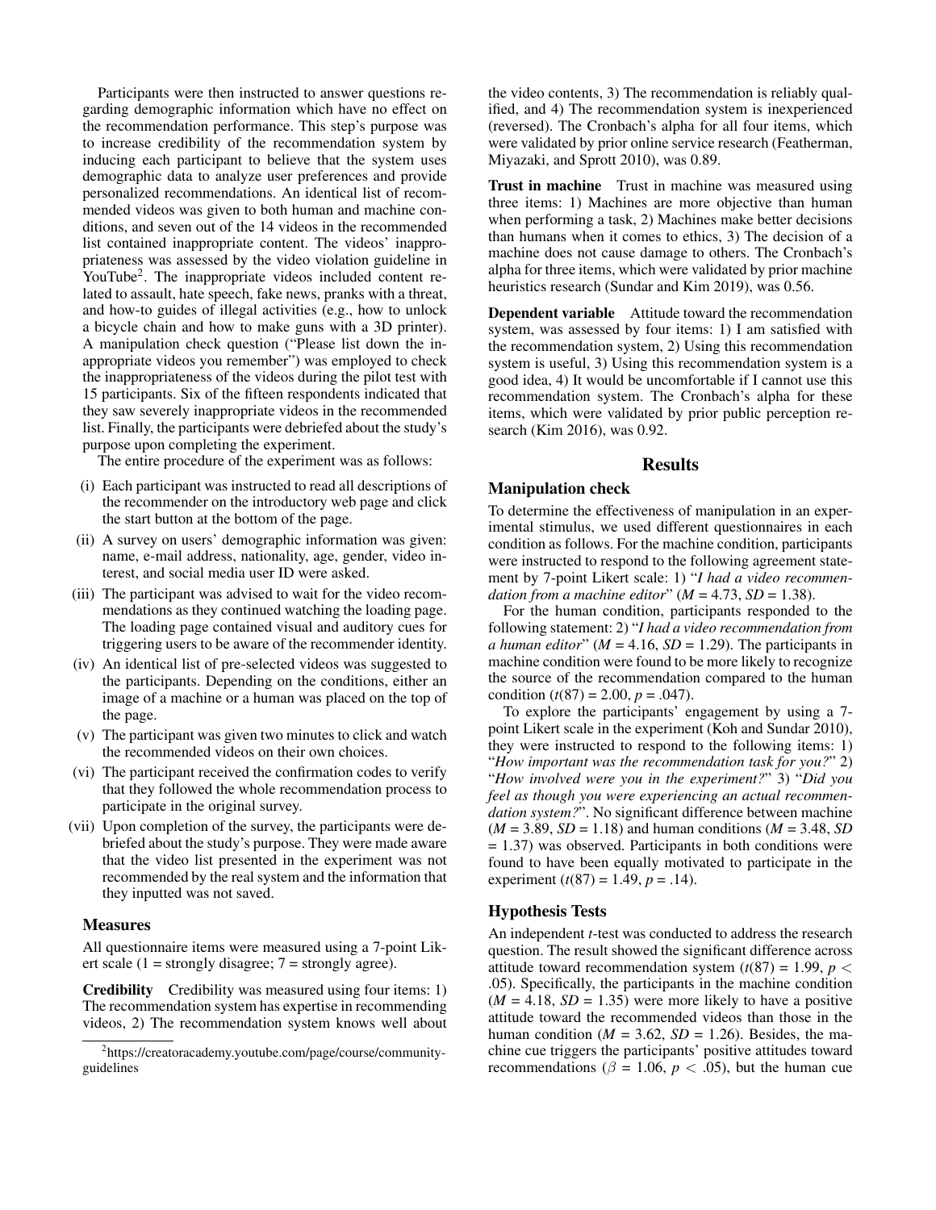Participants were then instructed to answer questions regarding demographic information which have no effect on the recommendation performance. This step's purpose was to increase credibility of the recommendation system by inducing each participant to believe that the system uses demographic data to analyze user preferences and provide personalized recommendations. An identical list of recommended videos was given to both human and machine conditions, and seven out of the 14 videos in the recommended list contained inappropriate content. The videos' inappropriateness was assessed by the video violation guideline in YouTube[2]. The inappropriate videos included content related to assault, hate speech, fake news, pranks with a threat, and how-to guides of illegal activities (e.g., how to unlock a bicycle chain and how to make guns with a 3D printer). A manipulation check question ("Please list down the inappropriate videos you remember") was employed to check the inappropriateness of the videos during the pilot test with 15 participants. Six of the fifteen respondents indicated that they saw severely inappropriate videos in the recommended list. Finally, the participants were debriefed about the study's purpose upon completing the experiment.

The entire procedure of the experiment was as follows:

(i) Each participant was instructed to read all descriptions of the recommender on the introductory web page and click the start button at the bottom of the page.

(ii) A survey on users' demographic information was given: name, e-mail address, nationality, age, gender, video interest, and social media user ID were asked.

(iii) The participant was advised to wait for the video recommendations as they continued watching the loading page. The loading page contained visual and auditory cues for triggering users to be aware of the recommender identity.

(iv) An identical list of pre-selected videos was suggested to the participants. Depending on the conditions, either an image of a machine or a human was placed on the top of the page.

(v) The participant was given two minutes to click and watch the recommended videos on their own choices.

(vi) The participant received the confirmation codes to verify that they followed the whole recommendation process to participate in the original survey.

(vii) Upon completion of the survey, the participants were debriefed about the study's purpose. They were made aware that the video list presented in the experiment was not recommended by the real system and the information that they inputted was not saved.

### Measures

All questionnaire items were measured using a 7-point Likert scale (1 = strongly disagree; 7 = strongly agree).

**Credibility** Credibility was measured using four items: 1) The recommendation system has expertise in recommending videos, 2) The recommendation system knows well about the video contents, 3) The recommendation is reliably qualified, and 4) The recommendation system is inexperienced (reversed). The Cronbach's alpha for all four items, which were validated by prior online service research (Featherman, Miyazaki, and Sprott 2010), was 0.89.

**Trust in machine** Trust in machine was measured using three items: 1) Machines are more objective than human when performing a task, 2) Machines make better decisions than humans when it comes to ethics, 3) The decision of a machine does not cause damage to others. The Cronbach's alpha for three items, which were validated by prior machine heuristics research (Sundar and Kim 2019), was 0.56.

**Dependent variable** Attitude toward the recommendation system, was assessed by four items: 1) I am satisfied with the recommendation system, 2) Using this recommendation system is useful, 3) Using this recommendation system is a good idea, 4) It would be uncomfortable if I cannot use this recommendation system. The Cronbach's alpha for these items, which were validated by prior public perception research (Kim 2016), was 0.92.

## Results

### Manipulation check

To determine the effectiveness of manipulation in an experimental stimulus, we used different questionnaires in each condition as follows. For the machine condition, participants were instructed to respond to the following agreement statement by 7-point Likert scale: 1) "*I had a video recommendation from a machine editor*" ($M$ = 4.73, $SD$ = 1.38).

For the human condition, participants responded to the following statement: 2) "*I had a video recommendation from a human editor*" ($M$ = 4.16, $SD$ = 1.29). The participants in machine condition were found to be more likely to recognize the source of the recommendation compared to the human condition ($t(87) = 2.00$, $p = .047$).

To explore the participants' engagement by using a 7-point Likert scale in the experiment (Koh and Sundar 2010), they were instructed to respond to the following items: 1) "*How important was the recommendation task for you?*" 2) "*How involved were you in the experiment?*" 3) "*Did you feel as though you were experiencing an actual recommendation system?*". No significant difference between machine ($M$ = 3.89, $SD$ = 1.18) and human conditions ($M$ = 3.48, $SD$ = 1.37) was observed. Participants in both conditions were found to have been equally motivated to participate in the experiment ($t(87) = 1.49$, $p = .14$).

### Hypothesis Tests

An independent $t$-test was conducted to address the research question. The result showed the significant difference across attitude toward recommendation system ($t(87) = 1.99$, $p < .05$). Specifically, the participants in the machine condition ($M$ = 4.18, $SD$ = 1.35) were more likely to have a positive attitude toward the recommended videos than those in the human condition ($M$ = 3.62, $SD$ = 1.26). Besides, the machine cue triggers the participants' positive attitudes toward recommendations ($\beta = 1.06$, $p < .05$), but the human cue

[2]https://creatoracademy.youtube.com/page/course/community-guidelines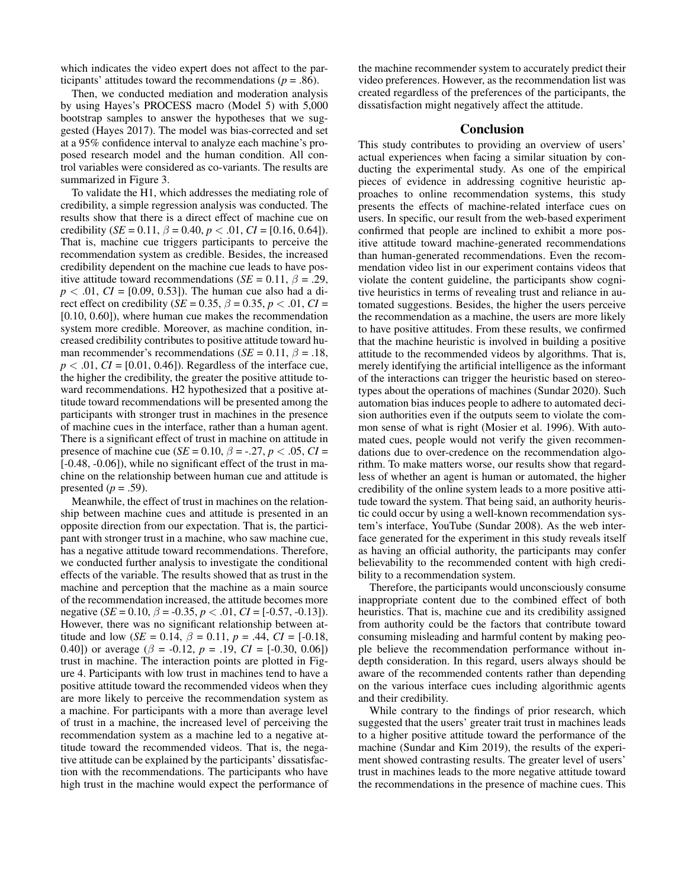which indicates the video expert does not affect to the participants' attitudes toward the recommendations ($p$ = .86).

Then, we conducted mediation and moderation analysis by using Hayes's PROCESS macro (Model 5) with 5,000 bootstrap samples to answer the hypotheses that we suggested (Hayes 2017). The model was bias-corrected and set at a 95% confidence interval to analyze each machine's proposed research model and the human condition. All control variables were considered as co-variants. The results are summarized in Figure 3.

To validate the H1, which addresses the mediating role of credibility, a simple regression analysis was conducted. The results show that there is a direct effect of machine cue on credibility ($SE$ = 0.11, $\beta$ = 0.40, $p < .01$, $CI$ = [0.16, 0.64]). That is, machine cue triggers participants to perceive the recommendation system as credible. Besides, the increased credibility dependent on the machine cue leads to have positive attitude toward recommendations ($SE$ = 0.11, $\beta$ = .29, $p < .01$, $CI$ = [0.09, 0.53]). The human cue also had a direct effect on credibility ($SE$ = 0.35, $\beta$ = 0.35, $p < .01$, $CI$ = [0.10, 0.60]), where human cue makes the recommendation system more credible. Moreover, as machine condition, increased credibility contributes to positive attitude toward human recommender's recommendations ($SE$ = 0.11, $\beta$ = .18, $p < .01$, $CI$ = [0.01, 0.46]). Regardless of the interface cue, the higher the credibility, the greater the positive attitude toward recommendations. H2 hypothesized that a positive attitude toward recommendations will be presented among the participants with stronger trust in machines in the presence of machine cues in the interface, rather than a human agent. There is a significant effect of trust in machine on attitude in presence of machine cue ($SE$ = 0.10, $\beta$ = -.27, $p < .05$, $CI$ = [-0.48, -0.06]), while no significant effect of the trust in machine on the relationship between human cue and attitude is presented ($p$ = .59).

Meanwhile, the effect of trust in machines on the relationship between machine cues and attitude is presented in an opposite direction from our expectation. That is, the participant with stronger trust in a machine, who saw machine cue, has a negative attitude toward recommendations. Therefore, we conducted further analysis to investigate the conditional effects of the variable. The results showed that as trust in the machine and perception that the machine as a main source of the recommendation increased, the attitude becomes more negative ($SE$ = 0.10, $\beta$ = -0.35, $p < .01$, $CI$ = [-0.57, -0.13]). However, there was no significant relationship between attitude and low ($SE$ = 0.14, $\beta$ = 0.11, $p$ = .44, $CI$ = [-0.18, 0.40]) or average ($\beta$ = -0.12, $p$ = .19, $CI$ = [-0.30, 0.06]) trust in machine. The interaction points are plotted in Figure 4. Participants with low trust in machines tend to have a positive attitude toward the recommended videos when they are more likely to perceive the recommendation system as a machine. For participants with a more than average level of trust in a machine, the increased level of perceiving the recommendation system as a machine led to a negative attitude toward the recommended videos. That is, the negative attitude can be explained by the participants' dissatisfaction with the recommendations. The participants who have high trust in the machine would expect the performance of the machine recommender system to accurately predict their video preferences. However, as the recommendation list was created regardless of the preferences of the participants, the dissatisfaction might negatively affect the attitude.

## Conclusion

This study contributes to providing an overview of users' actual experiences when facing a similar situation by conducting the experimental study. As one of the empirical pieces of evidence in addressing cognitive heuristic approaches to online recommendation systems, this study presents the effects of machine-related interface cues on users. In specific, our result from the web-based experiment confirmed that people are inclined to exhibit a more positive attitude toward machine-generated recommendations than human-generated recommendations. Even the recommendation video list in our experiment contains videos that violate the content guideline, the participants show cognitive heuristics in terms of revealing trust and reliance in automated suggestions. Besides, the higher the users perceive the recommendation as a machine, the users are more likely to have positive attitudes. From these results, we confirmed that the machine heuristic is involved in building a positive attitude to the recommended videos by algorithms. That is, merely identifying the artificial intelligence as the informant of the interactions can trigger the heuristic based on stereotypes about the operations of machines (Sundar 2020). Such automation bias induces people to adhere to automated decision authorities even if the outputs seem to violate the common sense of what is right (Mosier et al. 1996). With automated cues, people would not verify the given recommendations due to over-credence on the recommendation algorithm. To make matters worse, our results show that regardless of whether an agent is human or automated, the higher credibility of the online system leads to a more positive attitude toward the system. That being said, an authority heuristic could occur by using a well-known recommendation system's interface, YouTube (Sundar 2008). As the web interface generated for the experiment in this study reveals itself as having an official authority, the participants may confer believability to the recommended content with high credibility to a recommendation system.

Therefore, the participants would unconsciously consume inappropriate content due to the combined effect of both heuristics. That is, machine cue and its credibility assigned from authority could be the factors that contribute toward consuming misleading and harmful content by making people believe the recommendation performance without in-depth consideration. In this regard, users always should be aware of the recommended contents rather than depending on the various interface cues including algorithmic agents and their credibility.

While contrary to the findings of prior research, which suggested that the users' greater trait trust in machines leads to a higher positive attitude toward the performance of the machine (Sundar and Kim 2019), the results of the experiment showed contrasting results. The greater level of users' trust in machines leads to the more negative attitude toward the recommendations in the presence of machine cues. This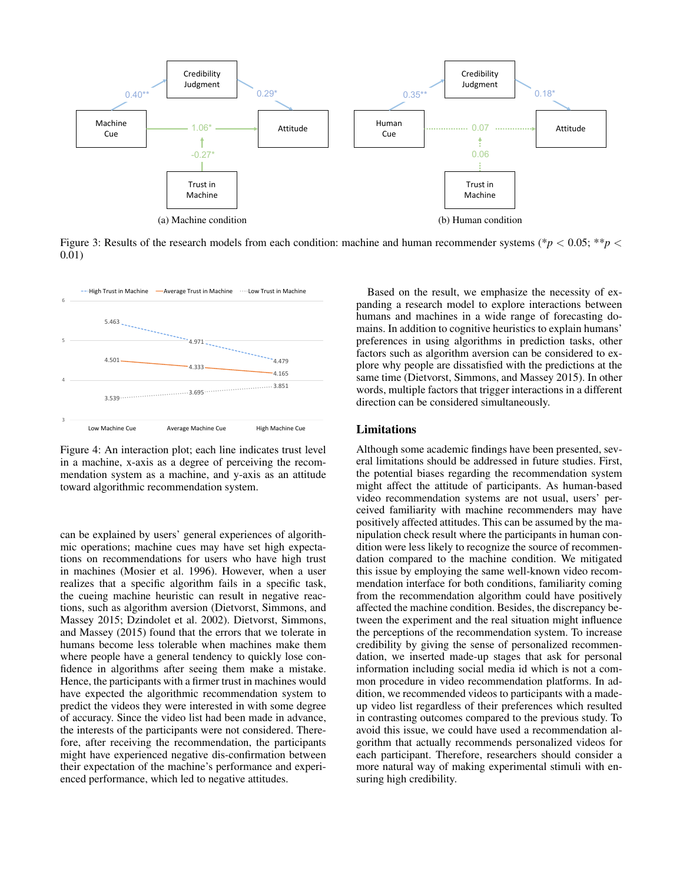Figure 3: Results of the research models from each condition: machine and human recommender systems (* $p < 0.05$; ** $p < 0.01$)

(a) Machine condition

(b) Human condition

Figure 4: An interaction plot; each line indicates trust level in a machine, x-axis as a degree of perceiving the recommendation system as a machine, and y-axis as an attitude toward algorithmic recommendation system.

can be explained by users' general experiences of algorithmic operations; machine cues may have set high expectations on recommendations for users who have high trust in machines (Mosier et al. 1996). However, when a user realizes that a specific algorithm fails in a specific task, the cueing machine heuristic can result in negative reactions, such as algorithm aversion (Dietvorst, Simmons, and Massey 2015; Dzindolet et al. 2002). Dietvorst, Simmons, and Massey (2015) found that the errors that we tolerate in humans become less tolerable when machines make them where people have a general tendency to quickly lose confidence in algorithms after seeing them make a mistake. Hence, the participants with a firmer trust in machines would have expected the algorithmic recommendation system to predict the videos they were interested in with some degree of accuracy. Since the video list had been made in advance, the interests of the participants were not considered. Therefore, after receiving the recommendation, the participants might have experienced negative dis-confirmation between their expectation of the machine's performance and experienced performance, which led to negative attitudes.

Based on the result, we emphasize the necessity of expanding a research model to explore interactions between humans and machines in a wide range of forecasting domains. In addition to cognitive heuristics to explain humans' preferences in using algorithms in prediction tasks, other factors such as algorithm aversion can be considered to explore why people are dissatisfied with the predictions at the same time (Dietvorst, Simmons, and Massey 2015). In other words, multiple factors that trigger interactions in a different direction can be considered simultaneously.

## Limitations

Although some academic findings have been presented, several limitations should be addressed in future studies. First, the potential biases regarding the recommendation system might affect the attitude of participants. As human-based video recommendation systems are not usual, users' perceived familiarity with machine recommenders may have positively affected attitudes. This can be assumed by the manipulation check result where the participants in human condition were less likely to recognize the source of recommendation compared to the machine condition. We mitigated this issue by employing the same well-known video recommendation interface for both conditions, familiarity coming from the recommendation algorithm could have positively affected the machine condition. Besides, the discrepancy between the experiment and the real situation might influence the perceptions of the recommendation system. To increase credibility by giving the sense of personalized recommendation, we inserted made-up stages that ask for personal information including social media id which is not a common procedure in video recommendation platforms. In addition, we recommended videos to participants with a made-up video list regardless of their preferences which resulted in contrasting outcomes compared to the previous study. To avoid this issue, we could have used a recommendation algorithm that actually recommends personalized videos for each participant. Therefore, researchers should consider a more natural way of making experimental stimuli with ensuring high credibility.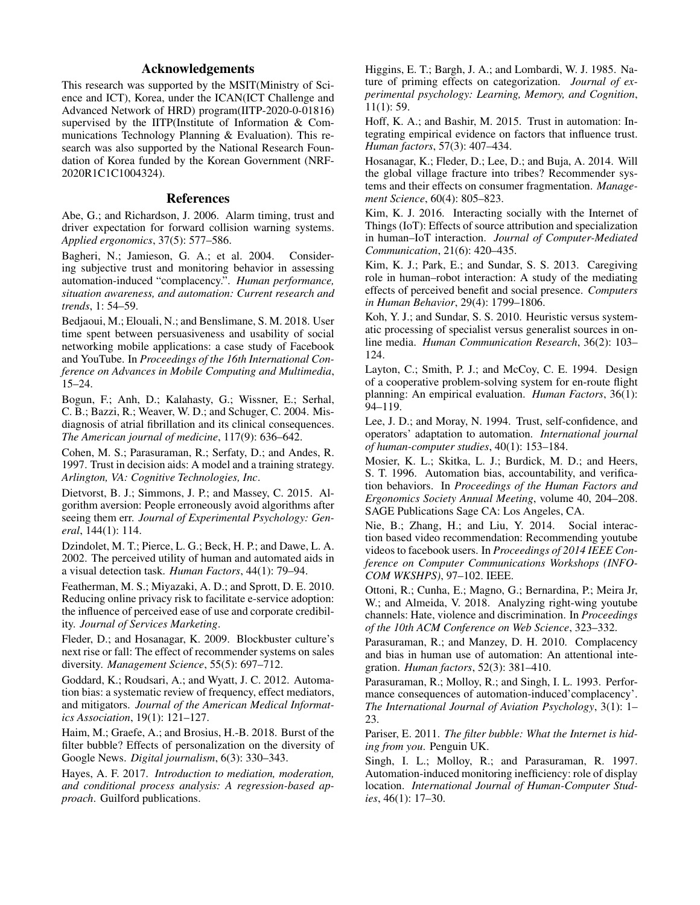## Acknowledgements

This research was supported by the MSIT(Ministry of Science and ICT), Korea, under the ICAN(ICT Challenge and Advanced Network of HRD) program(IITP-2020-0-01816) supervised by the IITP(Institute of Information & Communications Technology Planning & Evaluation). This research was also supported by the National Research Foundation of Korea funded by the Korean Government (NRF-2020R1C1C1004324).

## References

Abe, G.; and Richardson, J. 2006. Alarm timing, trust and driver expectation for forward collision warning systems. *Applied ergonomics*, 37(5): 577–586.

Bagheri, N.; Jamieson, G. A.; et al. 2004. Considering subjective trust and monitoring behavior in assessing automation-induced "complacency.". *Human performance, situation awareness, and automation: Current research and trends*, 1: 54–59.

Bedjaoui, M.; Elouali, N.; and Benslimane, S. M. 2018. User time spent between persuasiveness and usability of social networking mobile applications: a case study of Facebook and YouTube. In *Proceedings of the 16th International Conference on Advances in Mobile Computing and Multimedia*, 15–24.

Bogun, F.; Anh, D.; Kalahasty, G.; Wissner, E.; Serhal, C. B.; Bazzi, R.; Weaver, W. D.; and Schuger, C. 2004. Misdiagnosis of atrial fibrillation and its clinical consequences. *The American journal of medicine*, 117(9): 636–642.

Cohen, M. S.; Parasuraman, R.; Serfaty, D.; and Andes, R. 1997. Trust in decision aids: A model and a training strategy. *Arlington, VA: Cognitive Technologies, Inc*.

Dietvorst, B. J.; Simmons, J. P.; and Massey, C. 2015. Algorithm aversion: People erroneously avoid algorithms after seeing them err. *Journal of Experimental Psychology: General*, 144(1): 114.

Dzindolet, M. T.; Pierce, L. G.; Beck, H. P.; and Dawe, L. A. 2002. The perceived utility of human and automated aids in a visual detection task. *Human Factors*, 44(1): 79–94.

Featherman, M. S.; Miyazaki, A. D.; and Sprott, D. E. 2010. Reducing online privacy risk to facilitate e-service adoption: the influence of perceived ease of use and corporate credibility. *Journal of Services Marketing*.

Fleder, D.; and Hosanagar, K. 2009. Blockbuster culture's next rise or fall: The effect of recommender systems on sales diversity. *Management Science*, 55(5): 697–712.

Goddard, K.; Roudsari, A.; and Wyatt, J. C. 2012. Automation bias: a systematic review of frequency, effect mediators, and mitigators. *Journal of the American Medical Informatics Association*, 19(1): 121–127.

Haim, M.; Graefe, A.; and Brosius, H.-B. 2018. Burst of the filter bubble? Effects of personalization on the diversity of Google News. *Digital journalism*, 6(3): 330–343.

Hayes, A. F. 2017. *Introduction to mediation, moderation, and conditional process analysis: A regression-based approach*. Guilford publications.

Higgins, E. T.; Bargh, J. A.; and Lombardi, W. J. 1985. Nature of priming effects on categorization. *Journal of experimental psychology: Learning, Memory, and Cognition*, 11(1): 59.

Hoff, K. A.; and Bashir, M. 2015. Trust in automation: Integrating empirical evidence on factors that influence trust. *Human factors*, 57(3): 407–434.

Hosanagar, K.; Fleder, D.; Lee, D.; and Buja, A. 2014. Will the global village fracture into tribes? Recommender systems and their effects on consumer fragmentation. *Management Science*, 60(4): 805–823.

Kim, K. J. 2016. Interacting socially with the Internet of Things (IoT): Effects of source attribution and specialization in human–IoT interaction. *Journal of Computer-Mediated Communication*, 21(6): 420–435.

Kim, K. J.; Park, E.; and Sundar, S. S. 2013. Caregiving role in human–robot interaction: A study of the mediating effects of perceived benefit and social presence. *Computers in Human Behavior*, 29(4): 1799–1806.

Koh, Y. J.; and Sundar, S. S. 2010. Heuristic versus systematic processing of specialist versus generalist sources in online media. *Human Communication Research*, 36(2): 103–124.

Layton, C.; Smith, P. J.; and McCoy, C. E. 1994. Design of a cooperative problem-solving system for en-route flight planning: An empirical evaluation. *Human Factors*, 36(1): 94–119.

Lee, J. D.; and Moray, N. 1994. Trust, self-confidence, and operators' adaptation to automation. *International journal of human-computer studies*, 40(1): 153–184.

Mosier, K. L.; Skitka, L. J.; Burdick, M. D.; and Heers, S. T. 1996. Automation bias, accountability, and verification behaviors. In *Proceedings of the Human Factors and Ergonomics Society Annual Meeting*, volume 40, 204–208. SAGE Publications Sage CA: Los Angeles, CA.

Nie, B.; Zhang, H.; and Liu, Y. 2014. Social interaction based video recommendation: Recommending youtube videos to facebook users. In *Proceedings of 2014 IEEE Conference on Computer Communications Workshops (INFOCOM WKSHPS)*, 97–102. IEEE.

Ottoni, R.; Cunha, E.; Magno, G.; Bernardina, P.; Meira Jr, W.; and Almeida, V. 2018. Analyzing right-wing youtube channels: Hate, violence and discrimination. In *Proceedings of the 10th ACM Conference on Web Science*, 323–332.

Parasuraman, R.; and Manzey, D. H. 2010. Complacency and bias in human use of automation: An attentional integration. *Human factors*, 52(3): 381–410.

Parasuraman, R.; Molloy, R.; and Singh, I. L. 1993. Performance consequences of automation-induced'complacency'. *The International Journal of Aviation Psychology*, 3(1): 1–23.

Pariser, E. 2011. *The filter bubble: What the Internet is hiding from you*. Penguin UK.

Singh, I. L.; Molloy, R.; and Parasuraman, R. 1997. Automation-induced monitoring inefficiency: role of display location. *International Journal of Human-Computer Studies*, 46(1): 17–30.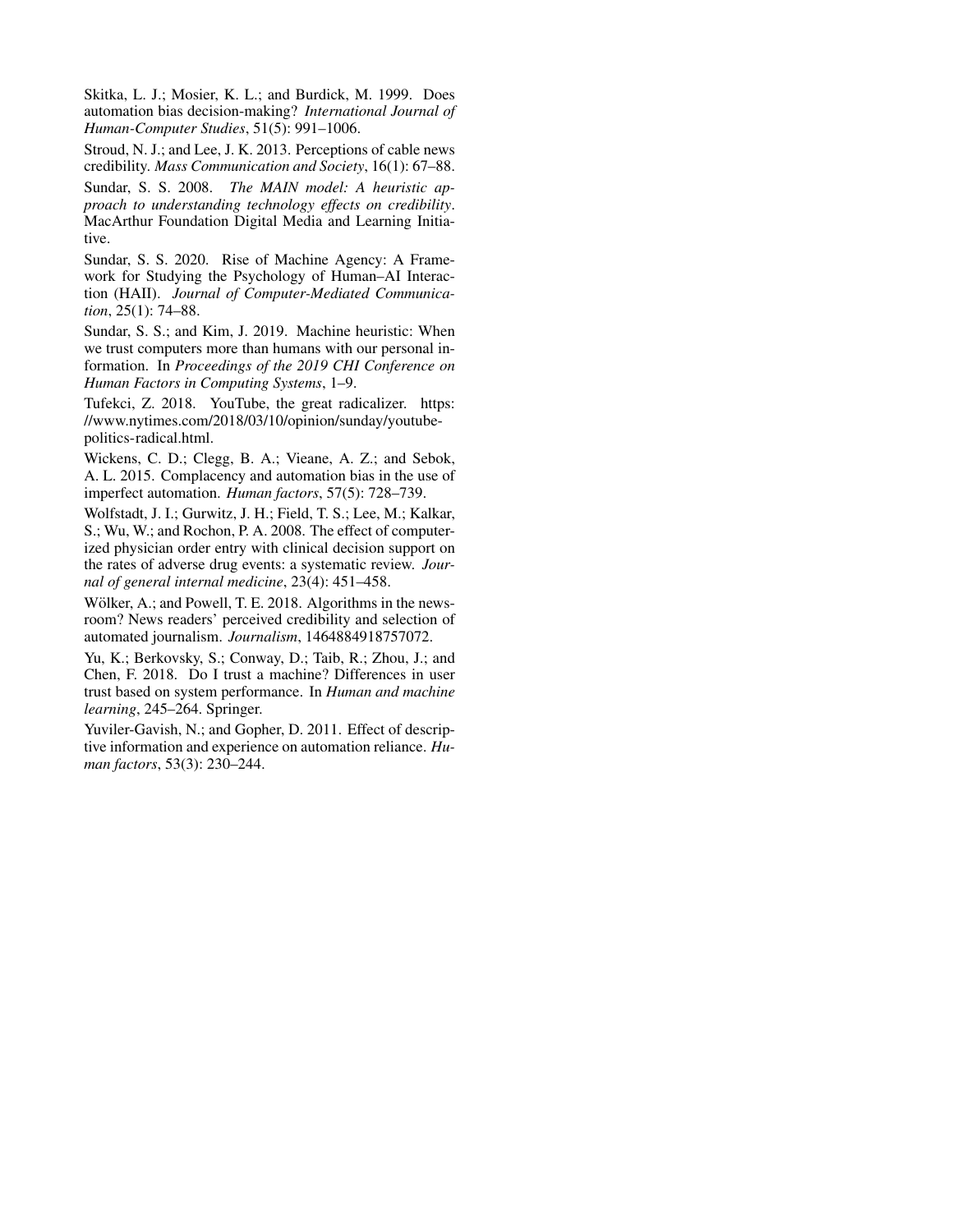Skitka, L. J.; Mosier, K. L.; and Burdick, M. 1999. Does automation bias decision-making? *International Journal of Human-Computer Studies*, 51(5): 991–1006.

Stroud, N. J.; and Lee, J. K. 2013. Perceptions of cable news credibility. *Mass Communication and Society*, 16(1): 67–88.

Sundar, S. S. 2008. *The MAIN model: A heuristic approach to understanding technology effects on credibility*. MacArthur Foundation Digital Media and Learning Initiative.

Sundar, S. S. 2020. Rise of Machine Agency: A Framework for Studying the Psychology of Human–AI Interaction (HAII). *Journal of Computer-Mediated Communication*, 25(1): 74–88.

Sundar, S. S.; and Kim, J. 2019. Machine heuristic: When we trust computers more than humans with our personal information. In *Proceedings of the 2019 CHI Conference on Human Factors in Computing Systems*, 1–9.

Tufekci, Z. 2018. YouTube, the great radicalizer. https://www.nytimes.com/2018/03/10/opinion/sunday/youtube-politics-radical.html.

Wickens, C. D.; Clegg, B. A.; Vieane, A. Z.; and Sebok, A. L. 2015. Complacency and automation bias in the use of imperfect automation. *Human factors*, 57(5): 728–739.

Wolfstadt, J. I.; Gurwitz, J. H.; Field, T. S.; Lee, M.; Kalkar, S.; Wu, W.; and Rochon, P. A. 2008. The effect of computerized physician order entry with clinical decision support on the rates of adverse drug events: a systematic review. *Journal of general internal medicine*, 23(4): 451–458.

Wölker, A.; and Powell, T. E. 2018. Algorithms in the newsroom? News readers' perceived credibility and selection of automated journalism. *Journalism*, 1464884918757072.

Yu, K.; Berkovsky, S.; Conway, D.; Taib, R.; Zhou, J.; and Chen, F. 2018. Do I trust a machine? Differences in user trust based on system performance. In *Human and machine learning*, 245–264. Springer.

Yuviler-Gavish, N.; and Gopher, D. 2011. Effect of descriptive information and experience on automation reliance. *Human factors*, 53(3): 230–244.